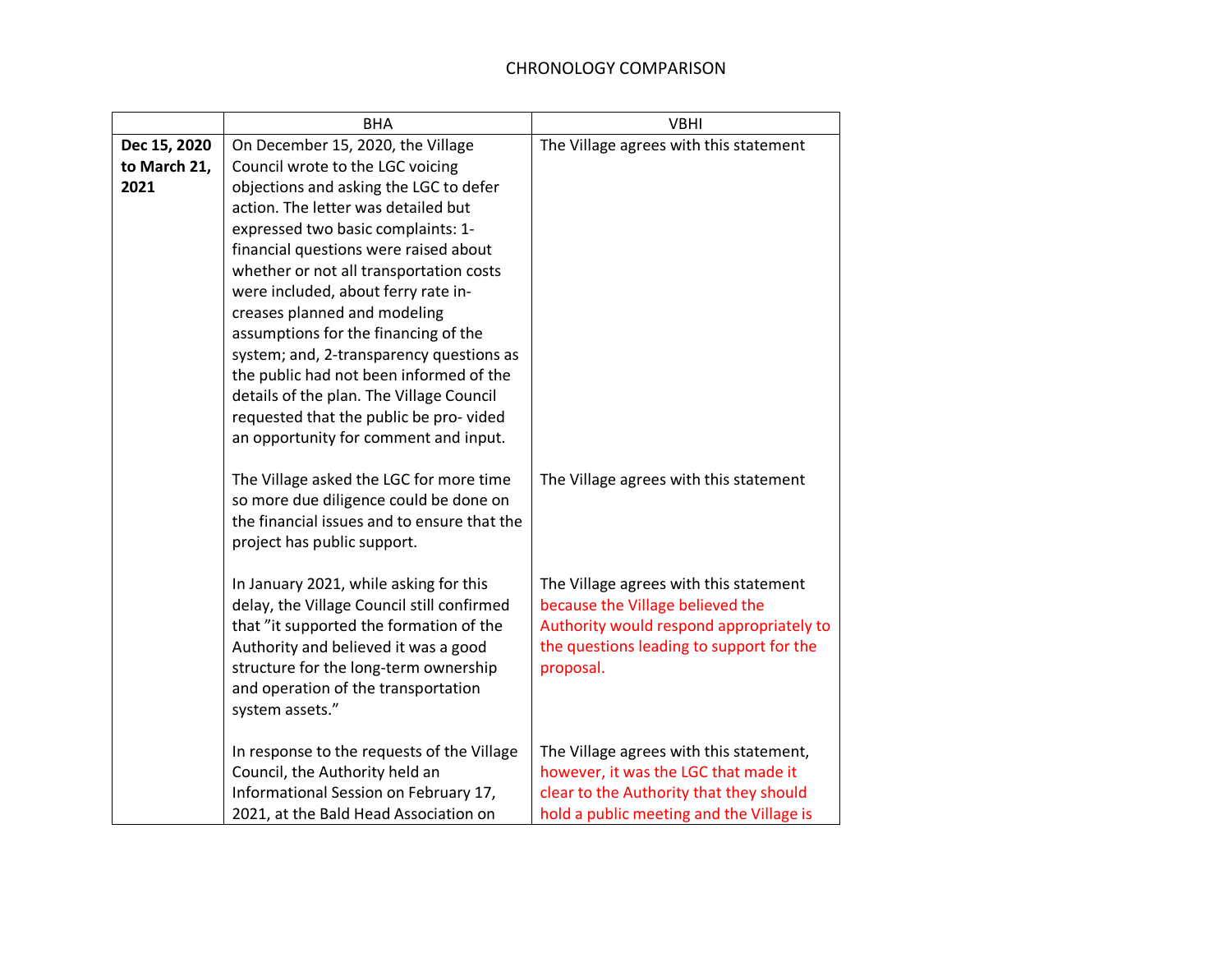# CHRONOLOGY COMPARISON

| | BHA | VBHI |
|---|---|---|
| **Dec 15, 2020 to March 21, 2021** | On December 15, 2020, the Village Council wrote to the LGC voicing objections and asking the LGC to defer action. The letter was detailed but expressed two basic complaints: 1- financial questions were raised about whether or not all transportation costs were included, about ferry rate in- creases planned and modeling assumptions for the financing of the system; and, 2-transparency questions as the public had not been informed of the details of the plan. The Village Council requested that the public be pro- vided an opportunity for comment and input. | The Village agrees with this statement |
| | The Village asked the LGC for more time so more due diligence could be done on the financial issues and to ensure that the project has public support. | The Village agrees with this statement |
| | In January 2021, while asking for this delay, the Village Council still confirmed that "it supported the formation of the Authority and believed it was a good structure for the long-term ownership and operation of the transportation system assets." | The Village agrees with this statement because the Village believed the Authority would respond appropriately to the questions leading to support for the proposal. |
| | In response to the requests of the Village Council, the Authority held an Informational Session on February 17, 2021, at the Bald Head Association on | The Village agrees with this statement, however, it was the LGC that made it clear to the Authority that they should hold a public meeting and the Village is |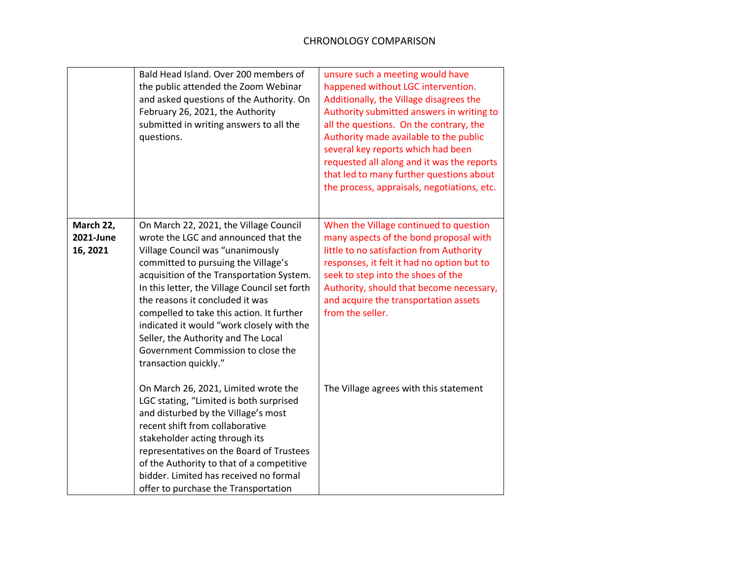# CHRONOLOGY COMPARISON

| | | |
|---|---|---|
| | Bald Head Island. Over 200 members of the public attended the Zoom Webinar and asked questions of the Authority. On February 26, 2021, the Authority submitted in writing answers to all the questions. | unsure such a meeting would have happened without LGC intervention. Additionally, the Village disagrees the Authority submitted answers in writing to all the questions. On the contrary, the Authority made available to the public several key reports which had been requested all along and it was the reports that led to many further questions about the process, appraisals, negotiations, etc. |
| **March 22, 2021-June 16, 2021** | On March 22, 2021, the Village Council wrote the LGC and announced that the Village Council was "unanimously committed to pursuing the Village's acquisition of the Transportation System. In this letter, the Village Council set forth the reasons it concluded it was compelled to take this action. It further indicated it would "work closely with the Seller, the Authority and The Local Government Commission to close the transaction quickly."<br><br>On March 26, 2021, Limited wrote the LGC stating, "Limited is both surprised and disturbed by the Village's most recent shift from collaborative stakeholder acting through its representatives on the Board of Trustees of the Authority to that of a competitive bidder. Limited has received no formal offer to purchase the Transportation | When the Village continued to question many aspects of the bond proposal with little to no satisfaction from Authority responses, it felt it had no option but to seek to step into the shoes of the Authority, should that become necessary, and acquire the transportation assets from the seller.<br><br>The Village agrees with this statement |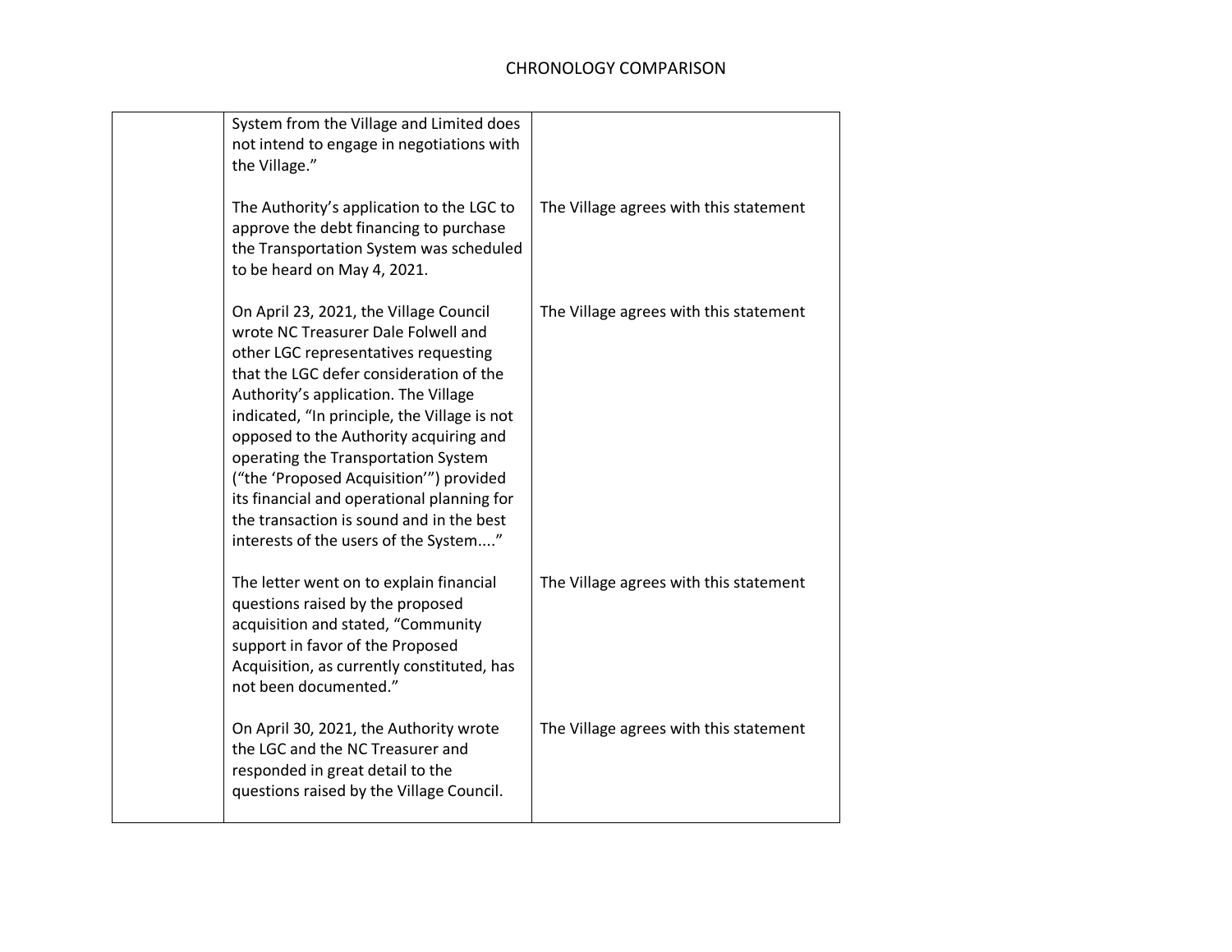# CHRONOLOGY COMPARISON

| | | |
|---|---|---|
| | System from the Village and Limited does not intend to engage in negotiations with the Village." | |
| | The Authority's application to the LGC to approve the debt financing to purchase the Transportation System was scheduled to be heard on May 4, 2021. | The Village agrees with this statement |
| | On April 23, 2021, the Village Council wrote NC Treasurer Dale Folwell and other LGC representatives requesting that the LGC defer consideration of the Authority's application. The Village indicated, "In principle, the Village is not opposed to the Authority acquiring and operating the Transportation System ("the 'Proposed Acquisition'") provided its financial and operational planning for the transaction is sound and in the best interests of the users of the System...." | The Village agrees with this statement |
| | The letter went on to explain financial questions raised by the proposed acquisition and stated, "Community support in favor of the Proposed Acquisition, as currently constituted, has not been documented." | The Village agrees with this statement |
| | On April 30, 2021, the Authority wrote the LGC and the NC Treasurer and responded in great detail to the questions raised by the Village Council. | The Village agrees with this statement |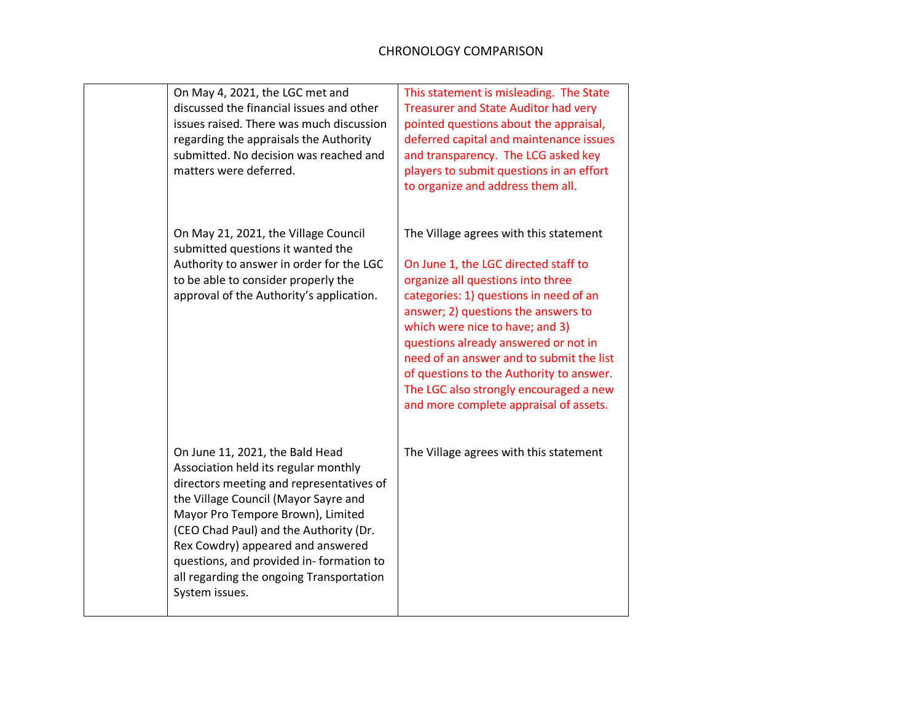# CHRONOLOGY COMPARISON

| | | |
|---|---|---|
| | On May 4, 2021, the LGC met and discussed the financial issues and other issues raised. There was much discussion regarding the appraisals the Authority submitted. No decision was reached and matters were deferred. | This statement is misleading. The State Treasurer and State Auditor had very pointed questions about the appraisal, deferred capital and maintenance issues and transparency. The LCG asked key players to submit questions in an effort to organize and address them all. |
| | On May 21, 2021, the Village Council submitted questions it wanted the Authority to answer in order for the LGC to be able to consider properly the approval of the Authority's application. | The Village agrees with this statement<br><br>On June 1, the LGC directed staff to organize all questions into three categories: 1) questions in need of an answer; 2) questions the answers to which were nice to have; and 3) questions already answered or not in need of an answer and to submit the list of questions to the Authority to answer. The LGC also strongly encouraged a new and more complete appraisal of assets. |
| | On June 11, 2021, the Bald Head Association held its regular monthly directors meeting and representatives of the Village Council (Mayor Sayre and Mayor Pro Tempore Brown), Limited (CEO Chad Paul) and the Authority (Dr. Rex Cowdry) appeared and answered questions, and provided in- formation to all regarding the ongoing Transportation System issues. | The Village agrees with this statement |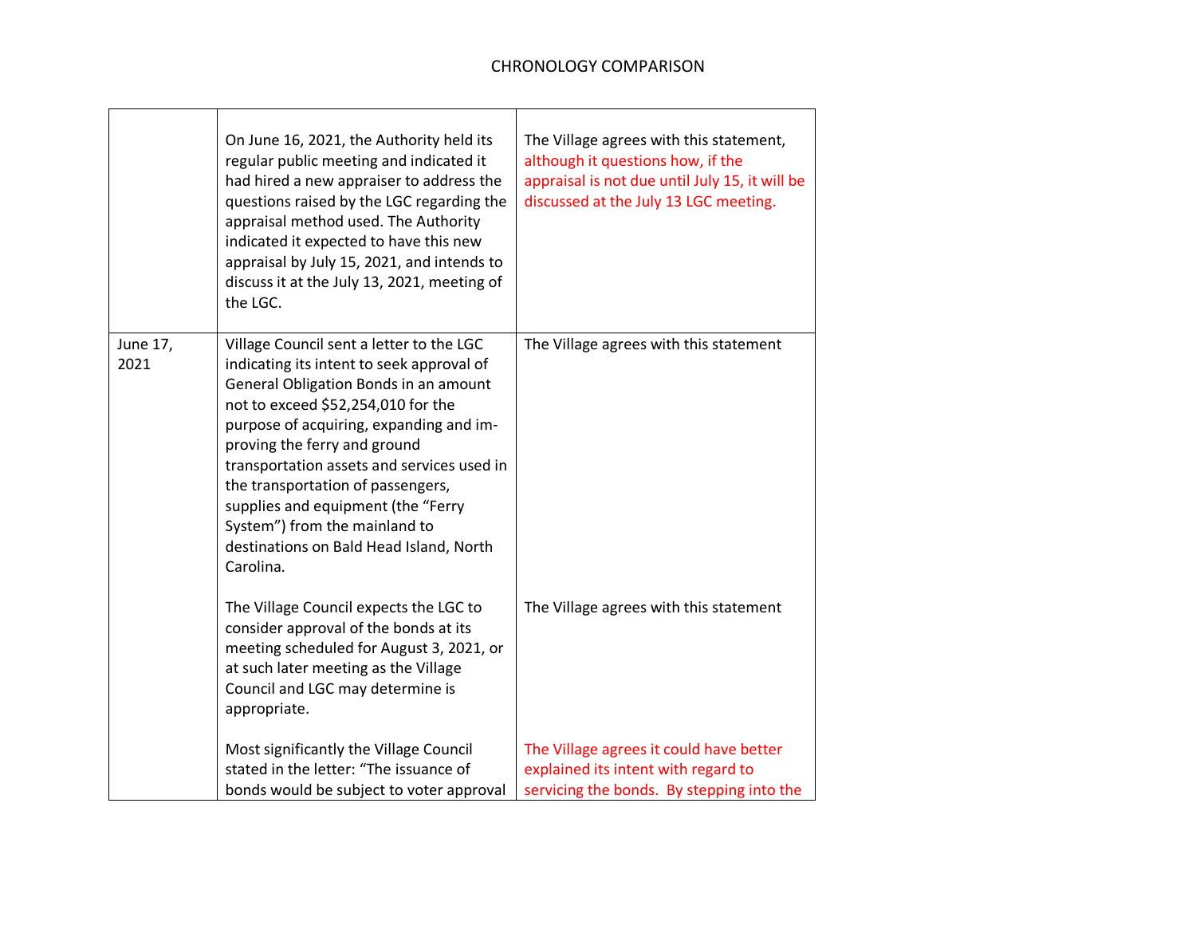# CHRONOLOGY COMPARISON

| | | |
|---|---|---|
| | On June 16, 2021, the Authority held its regular public meeting and indicated it had hired a new appraiser to address the questions raised by the LGC regarding the appraisal method used. The Authority indicated it expected to have this new appraisal by July 15, 2021, and intends to discuss it at the July 13, 2021, meeting of the LGC. | The Village agrees with this statement, although it questions how, if the appraisal is not due until July 15, it will be discussed at the July 13 LGC meeting. |
| June 17, 2021 | Village Council sent a letter to the LGC indicating its intent to seek approval of General Obligation Bonds in an amount not to exceed $52,254,010 for the purpose of acquiring, expanding and im-proving the ferry and ground transportation assets and services used in the transportation of passengers, supplies and equipment (the "Ferry System") from the mainland to destinations on Bald Head Island, North Carolina.<br><br>The Village Council expects the LGC to consider approval of the bonds at its meeting scheduled for August 3, 2021, or at such later meeting as the Village Council and LGC may determine is appropriate.<br><br>Most significantly the Village Council stated in the letter: "The issuance of bonds would be subject to voter approval | The Village agrees with this statement<br><br>The Village agrees with this statement<br><br>The Village agrees it could have better explained its intent with regard to servicing the bonds. By stepping into the |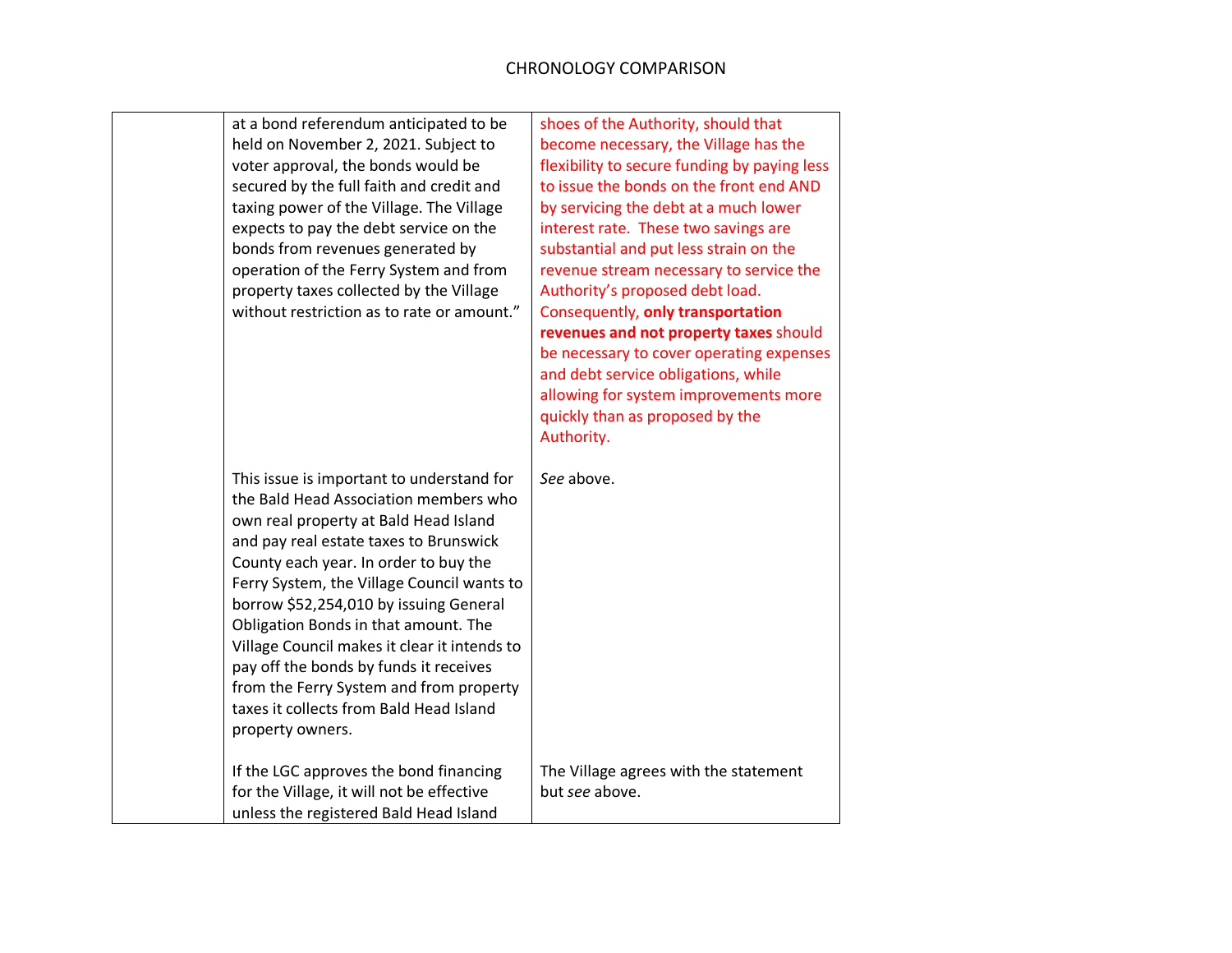| | | |
|---|---|---|
| | at a bond referendum anticipated to be held on November 2, 2021. Subject to voter approval, the bonds would be secured by the full faith and credit and taxing power of the Village. The Village expects to pay the debt service on the bonds from revenues generated by operation of the Ferry System and from property taxes collected by the Village without restriction as to rate or amount." | shoes of the Authority, should that become necessary, the Village has the flexibility to secure funding by paying less to issue the bonds on the front end AND by servicing the debt at a much lower interest rate. These two savings are substantial and put less strain on the revenue stream necessary to service the Authority's proposed debt load. Consequently, **only transportation revenues and not property taxes** should be necessary to cover operating expenses and debt service obligations, while allowing for system improvements more quickly than as proposed by the Authority. |
| | This issue is important to understand for the Bald Head Association members who own real property at Bald Head Island and pay real estate taxes to Brunswick County each year. In order to buy the Ferry System, the Village Council wants to borrow $52,254,010 by issuing General Obligation Bonds in that amount. The Village Council makes it clear it intends to pay off the bonds by funds it receives from the Ferry System and from property taxes it collects from Bald Head Island property owners. | *See* above. |
| | If the LGC approves the bond financing for the Village, it will not be effective unless the registered Bald Head Island | The Village agrees with the statement but *see* above. |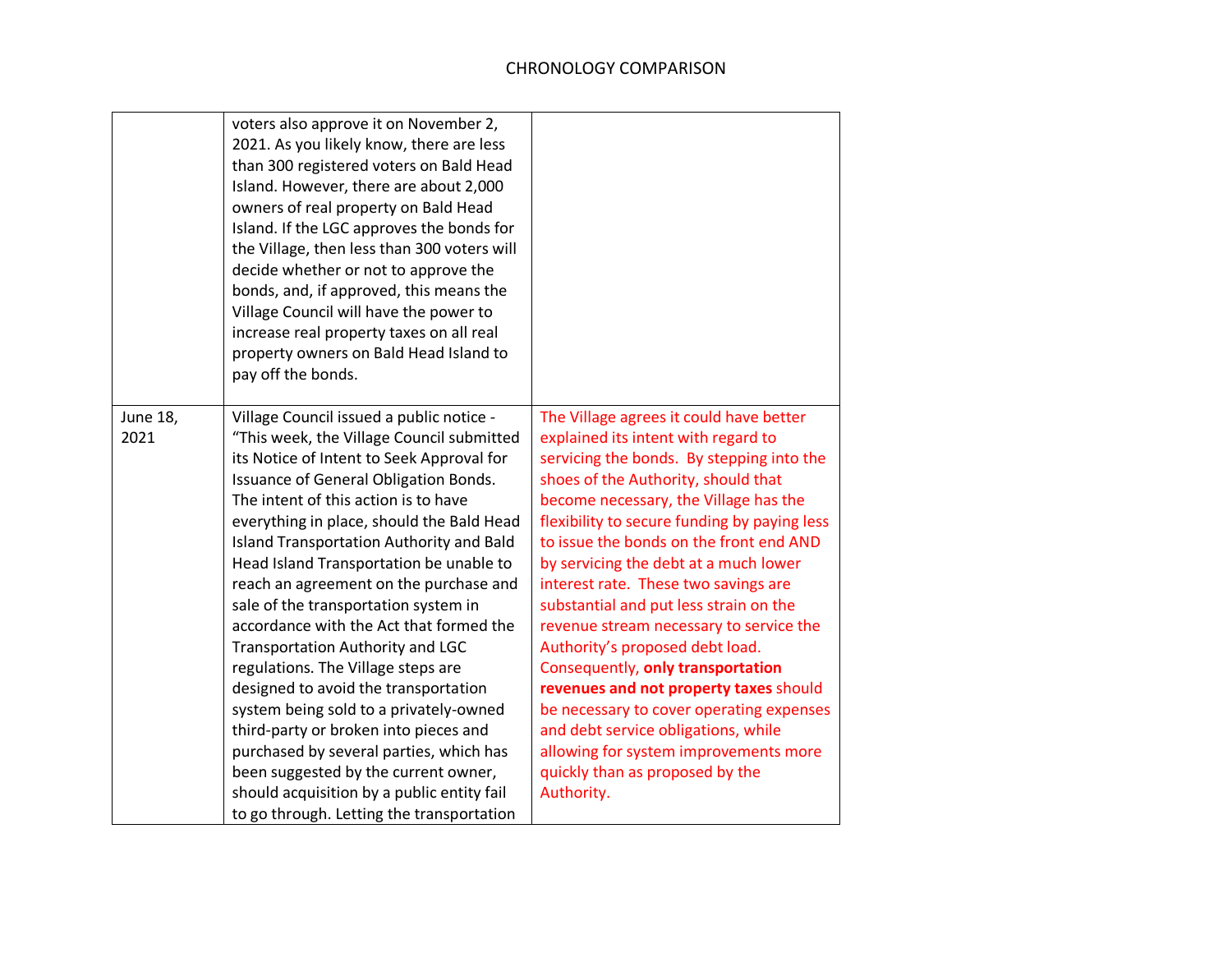| | | |
|---|---|---|
| | voters also approve it on November 2, 2021. As you likely know, there are less than 300 registered voters on Bald Head Island. However, there are about 2,000 owners of real property on Bald Head Island. If the LGC approves the bonds for the Village, then less than 300 voters will decide whether or not to approve the bonds, and, if approved, this means the Village Council will have the power to increase real property taxes on all real property owners on Bald Head Island to pay off the bonds. | |
| June 18, 2021 | Village Council issued a public notice - "This week, the Village Council submitted its Notice of Intent to Seek Approval for Issuance of General Obligation Bonds. The intent of this action is to have everything in place, should the Bald Head Island Transportation Authority and Bald Head Island Transportation be unable to reach an agreement on the purchase and sale of the transportation system in accordance with the Act that formed the Transportation Authority and LGC regulations. The Village steps are designed to avoid the transportation system being sold to a privately-owned third-party or broken into pieces and purchased by several parties, which has been suggested by the current owner, should acquisition by a public entity fail to go through. Letting the transportation | The Village agrees it could have better explained its intent with regard to servicing the bonds. By stepping into the shoes of the Authority, should that become necessary, the Village has the flexibility to secure funding by paying less to issue the bonds on the front end AND by servicing the debt at a much lower interest rate. These two savings are substantial and put less strain on the revenue stream necessary to service the Authority's proposed debt load. Consequently, **only transportation revenues and not property taxes** should be necessary to cover operating expenses and debt service obligations, while allowing for system improvements more quickly than as proposed by the Authority. |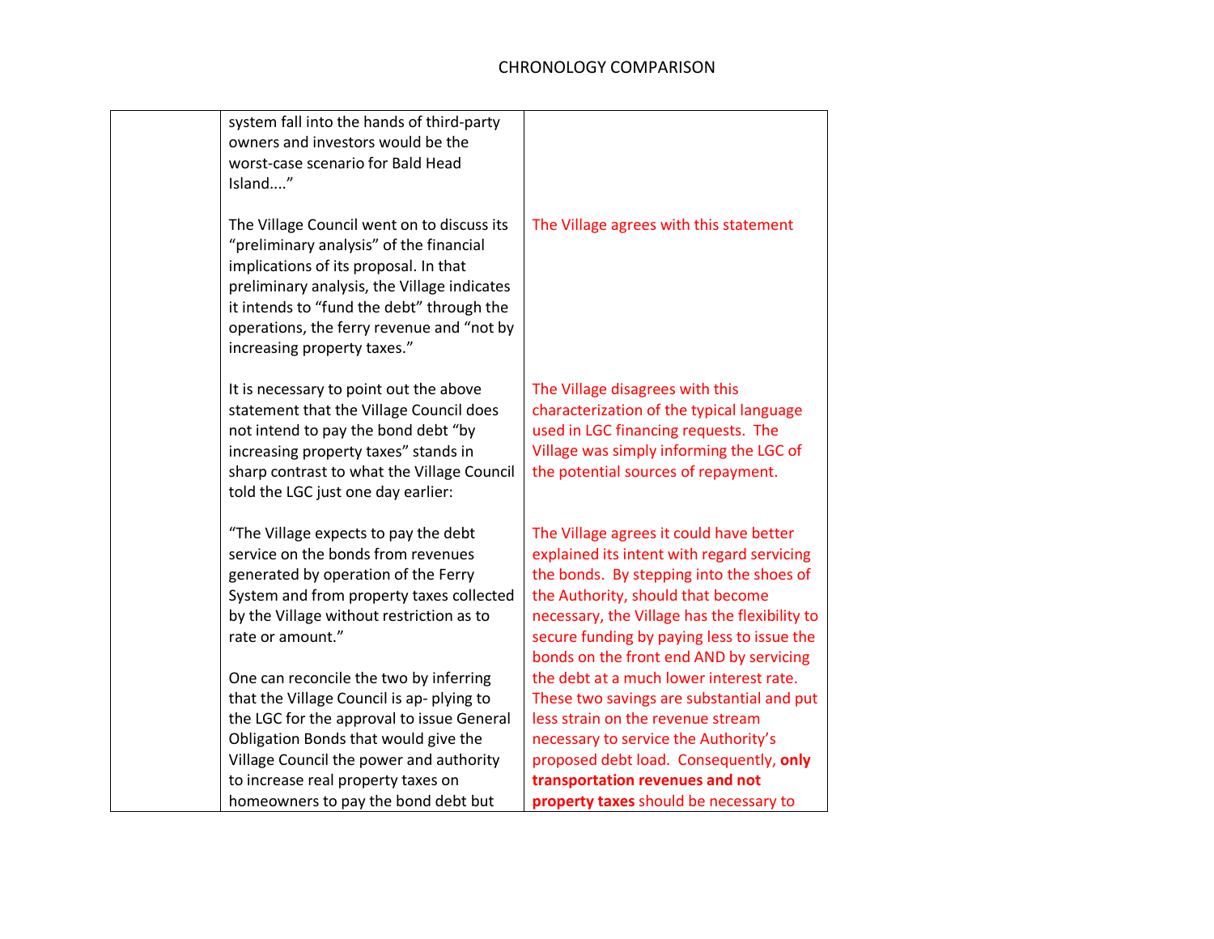# CHRONOLOGY COMPARISON

| | | |
|---|---|---|
| | system fall into the hands of third-party owners and investors would be the worst-case scenario for Bald Head Island...." | |
| | The Village Council went on to discuss its "preliminary analysis" of the financial implications of its proposal. In that preliminary analysis, the Village indicates it intends to "fund the debt" through the operations, the ferry revenue and "not by increasing property taxes." | The Village agrees with this statement |
| | It is necessary to point out the above statement that the Village Council does not intend to pay the bond debt "by increasing property taxes" stands in sharp contrast to what the Village Council told the LGC just one day earlier: | The Village disagrees with this characterization of the typical language used in LGC financing requests. The Village was simply informing the LGC of the potential sources of repayment. |
| | "The Village expects to pay the debt service on the bonds from revenues generated by operation of the Ferry System and from property taxes collected by the Village without restriction as to rate or amount."<br><br>One can reconcile the two by inferring that the Village Council is ap- plying to the LGC for the approval to issue General Obligation Bonds that would give the Village Council the power and authority to increase real property taxes on homeowners to pay the bond debt but | The Village agrees it could have better explained its intent with regard servicing the bonds. By stepping into the shoes of the Authority, should that become necessary, the Village has the flexibility to secure funding by paying less to issue the bonds on the front end AND by servicing the debt at a much lower interest rate. These two savings are substantial and put less strain on the revenue stream necessary to service the Authority's proposed debt load. Consequently, **only transportation revenues and not property taxes** should be necessary to |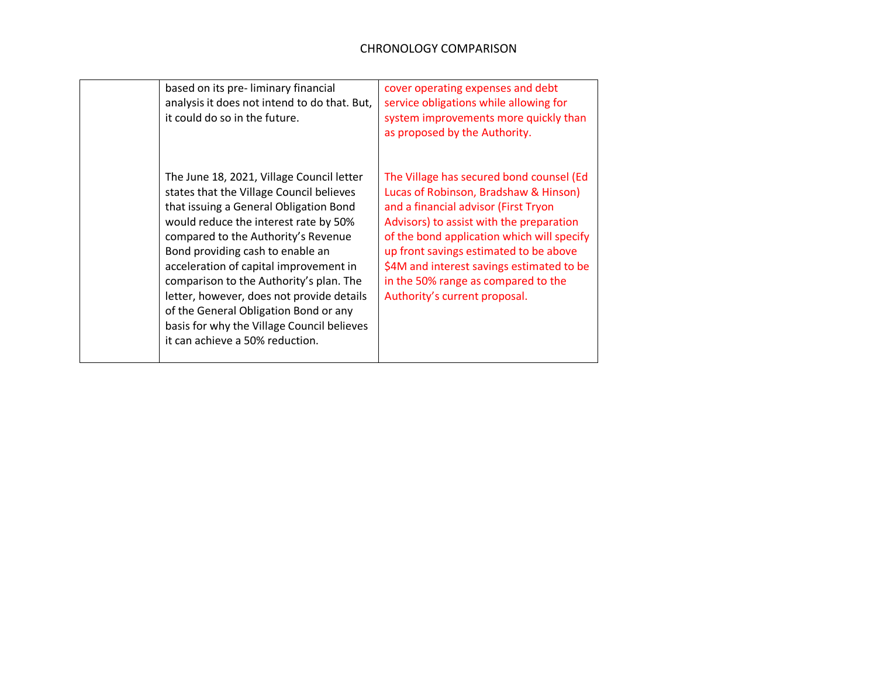# CHRONOLOGY COMPARISON

| | | |
|---|---|---|
| | based on its pre- liminary financial analysis it does not intend to do that. But, it could do so in the future. | cover operating expenses and debt service obligations while allowing for system improvements more quickly than as proposed by the Authority. |
| | The June 18, 2021, Village Council letter states that the Village Council believes that issuing a General Obligation Bond would reduce the interest rate by 50% compared to the Authority's Revenue Bond providing cash to enable an acceleration of capital improvement in comparison to the Authority's plan. The letter, however, does not provide details of the General Obligation Bond or any basis for why the Village Council believes it can achieve a 50% reduction. | The Village has secured bond counsel (Ed Lucas of Robinson, Bradshaw & Hinson) and a financial advisor (First Tryon Advisors) to assist with the preparation of the bond application which will specify up front savings estimated to be above $4M and interest savings estimated to be in the 50% range as compared to the Authority's current proposal. |